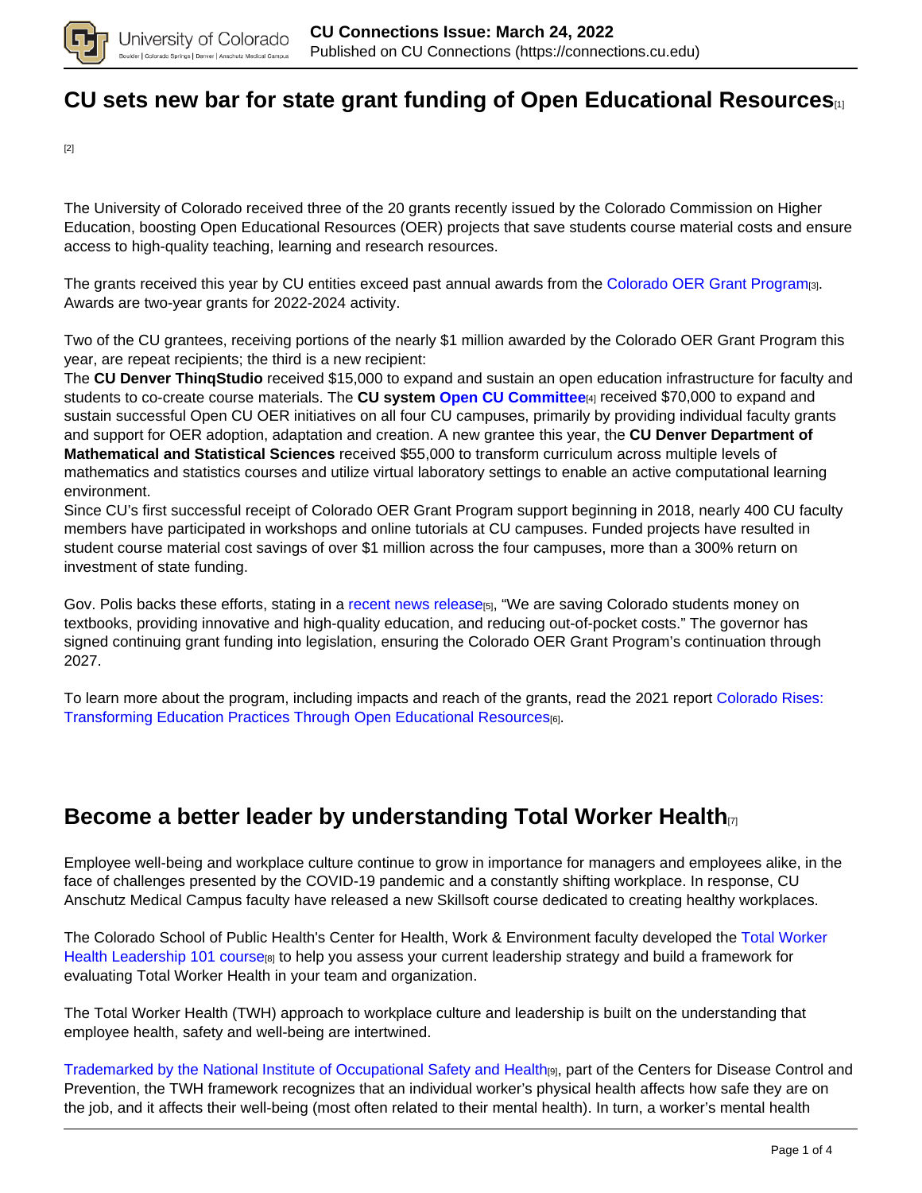# CU sets new bar for state grant funding of Open Educational Resources[1]

[2]

The University of Colorado received three of the 20 grants recently issued by the Colorado Commission on Higher Education, boosting Open Educational Resources (OER) projects that save students course material costs and ensure access to high-quality teaching, learning and research resources.

The grants received this year by CU entities exceed past annual awards from the Colorado OER Grant Program[3]. Awards are two-year grants for 2022-2024 activity.

Two of the CU grantees, receiving portions of the nearly $1 million awarded by the Colorado OER Grant Program this year, are repeat recipients; the third is a new recipient:
The **CU Denver ThinqStudio** received $15,000 to expand and sustain an open education infrastructure for faculty and students to co-create course materials. The **CU system Open CU Committee**[4] received $70,000 to expand and sustain successful Open CU OER initiatives on all four CU campuses, primarily by providing individual faculty grants and support for OER adoption, adaptation and creation. A new grantee this year, the **CU Denver Department of Mathematical and Statistical Sciences** received $55,000 to transform curriculum across multiple levels of mathematics and statistics courses and utilize virtual laboratory settings to enable an active computational learning environment.
Since CU's first successful receipt of Colorado OER Grant Program support beginning in 2018, nearly 400 CU faculty members have participated in workshops and online tutorials at CU campuses. Funded projects have resulted in student course material cost savings of over $1 million across the four campuses, more than a 300% return on investment of state funding.

Gov. Polis backs these efforts, stating in a recent news release[5], "We are saving Colorado students money on textbooks, providing innovative and high-quality education, and reducing out-of-pocket costs." The governor has signed continuing grant funding into legislation, ensuring the Colorado OER Grant Program's continuation through 2027.

To learn more about the program, including impacts and reach of the grants, read the 2021 report Colorado Rises: Transforming Education Practices Through Open Educational Resources[6].

# Become a better leader by understanding Total Worker Health[7]

Employee well-being and workplace culture continue to grow in importance for managers and employees alike, in the face of challenges presented by the COVID-19 pandemic and a constantly shifting workplace. In response, CU Anschutz Medical Campus faculty have released a new Skillsoft course dedicated to creating healthy workplaces.

The Colorado School of Public Health's Center for Health, Work & Environment faculty developed the Total Worker Health Leadership 101 course[8] to help you assess your current leadership strategy and build a framework for evaluating Total Worker Health in your team and organization.

The Total Worker Health (TWH) approach to workplace culture and leadership is built on the understanding that employee health, safety and well-being are intertwined.

Trademarked by the National Institute of Occupational Safety and Health[9], part of the Centers for Disease Control and Prevention, the TWH framework recognizes that an individual worker's physical health affects how safe they are on the job, and it affects their well-being (most often related to their mental health). In turn, a worker's mental health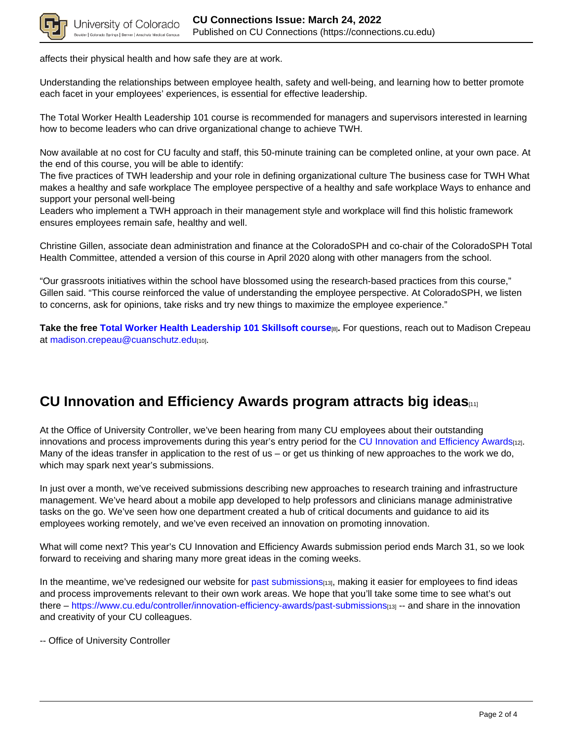affects their physical health and how safe they are at work.

Understanding the relationships between employee health, safety and well-being, and learning how to better promote each facet in your employees' experiences, is essential for effective leadership.

The Total Worker Health Leadership 101 course is recommended for managers and supervisors interested in learning how to become leaders who can drive organizational change to achieve TWH.

Now available at no cost for CU faculty and staff, this 50-minute training can be completed online, at your own pace. At the end of this course, you will be able to identify:

The five practices of TWH leadership and your role in defining organizational culture The business case for TWH What makes a healthy and safe workplace The employee perspective of a healthy and safe workplace Ways to enhance and support your personal well-being

Leaders who implement a TWH approach in their management style and workplace will find this holistic framework ensures employees remain safe, healthy and well.

Christine Gillen, associate dean administration and finance at the ColoradoSPH and co-chair of the ColoradoSPH Total Health Committee, attended a version of this course in April 2020 along with other managers from the school.

"Our grassroots initiatives within the school have blossomed using the research-based practices from this course," Gillen said. "This course reinforced the value of understanding the employee perspective. At ColoradoSPH, we listen to concerns, ask for opinions, take risks and try new things to maximize the employee experience."

**Take the free Total Worker Health Leadership 101 Skillsoft course[8].** For questions, reach out to Madison Crepeau at madison.crepeau@cuanschutz.edu[10].

## CU Innovation and Efficiency Awards program attracts big ideas[11]

At the Office of University Controller, we've been hearing from many CU employees about their outstanding innovations and process improvements during this year's entry period for the CU Innovation and Efficiency Awards[12]. Many of the ideas transfer in application to the rest of us – or get us thinking of new approaches to the work we do, which may spark next year's submissions.

In just over a month, we've received submissions describing new approaches to research training and infrastructure management. We've heard about a mobile app developed to help professors and clinicians manage administrative tasks on the go. We've seen how one department created a hub of critical documents and guidance to aid its employees working remotely, and we've even received an innovation on promoting innovation.

What will come next? This year's CU Innovation and Efficiency Awards submission period ends March 31, so we look forward to receiving and sharing many more great ideas in the coming weeks.

In the meantime, we've redesigned our website for past submissions[13], making it easier for employees to find ideas and process improvements relevant to their own work areas. We hope that you'll take some time to see what's out there – https://www.cu.edu/controller/innovation-efficiency-awards/past-submissions[13] -- and share in the innovation and creativity of your CU colleagues.

-- Office of University Controller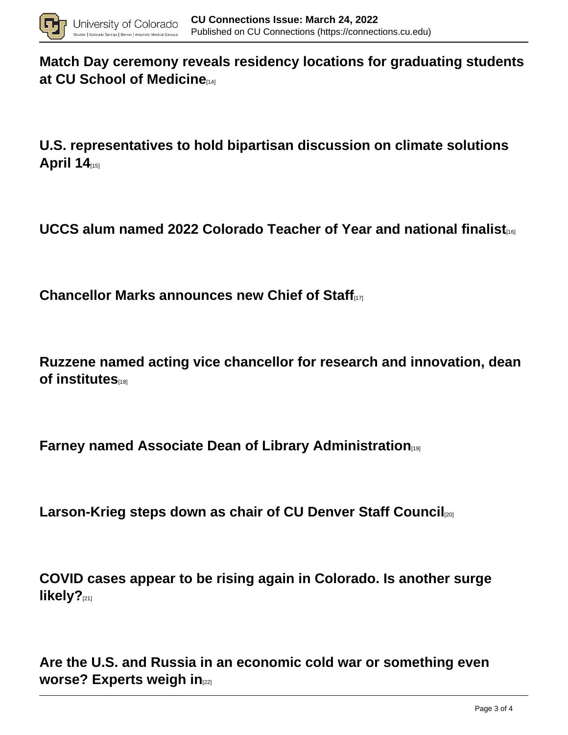**Match Day ceremony reveals residency locations for graduating students at CU School of Medicine**[14]

**U.S. representatives to hold bipartisan discussion on climate solutions April 14**[15]

**UCCS alum named 2022 Colorado Teacher of Year and national finalist**[16]

**Chancellor Marks announces new Chief of Staff**[17]

**Ruzzene named acting vice chancellor for research and innovation, dean of institutes**[18]

**Farney named Associate Dean of Library Administration**[19]

**Larson-Krieg steps down as chair of CU Denver Staff Council**[20]

**COVID cases appear to be rising again in Colorado. Is another surge likely?**[21]

**Are the U.S. and Russia in an economic cold war or something even worse? Experts weigh in**[22]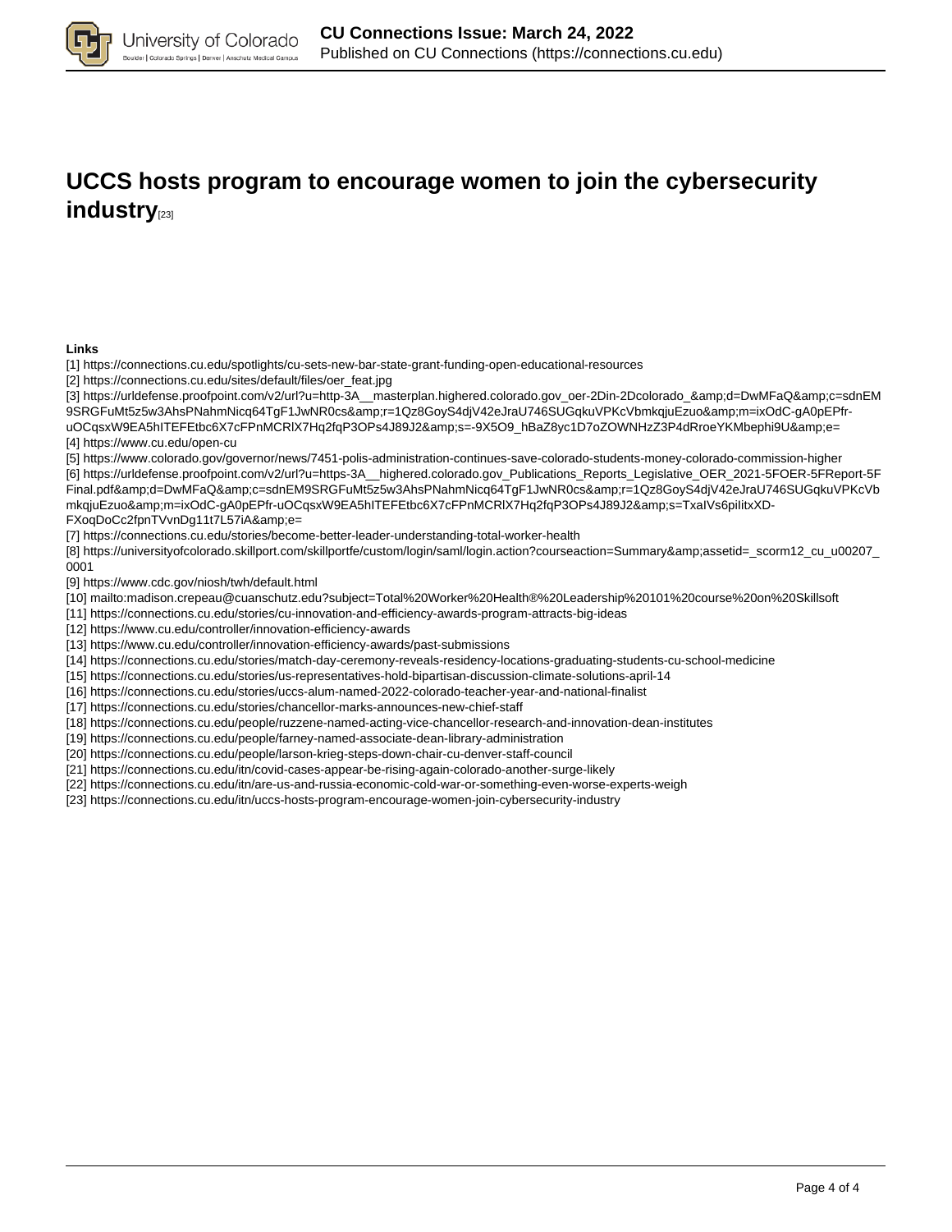# UCCS hosts program to encourage women to join the cybersecurity industry[23]

**Links**

[1] https://connections.cu.edu/spotlights/cu-sets-new-bar-state-grant-funding-open-educational-resources
[2] https://connections.cu.edu/sites/default/files/oer_feat.jpg
[3] https://urldefense.proofpoint.com/v2/url?u=http-3A__masterplan.highered.colorado.gov_oer-2Din-2Dcolorado_&amp;d=DwMFaQ&amp;c=sdnEM9SRGFuMt5z5w3AhsPNahmNicq64TgF1JwNR0cs&amp;r=1Qz8GoyS4djV42eJraU746SUGqkuVPKcVbmkqjuEzuo&amp;m=ixOdC-gA0pEPfr-uOCqsxW9EA5hITEFEtbc6X7cFPnMCRlX7Hq2fqP3OPs4J89J2&amp;s=-9X5O9_hBaZ8yc1D7oZOWNHzZ3P4dRroeYKMbephi9U&amp;e=
[4] https://www.cu.edu/open-cu
[5] https://www.colorado.gov/governor/news/7451-polis-administration-continues-save-colorado-students-money-colorado-commission-higher
[6] https://urldefense.proofpoint.com/v2/url?u=https-3A__highered.colorado.gov_Publications_Reports_Legislative_OER_2021-5FOER-5FReport-5FFinal.pdf&amp;d=DwMFaQ&amp;c=sdnEM9SRGFuMt5z5w3AhsPNahmNicq64TgF1JwNR0cs&amp;r=1Qz8GoyS4djV42eJraU746SUGqkuVPKcVbmkqjuEzuo&amp;m=ixOdC-gA0pEPfr-uOCqsxW9EA5hITEFEtbc6X7cFPnMCRlX7Hq2fqP3OPs4J89J2&amp;s=TxaIVs6piIitxXD-FXoqDoCc2fpnTVvnDg11t7L57iA&amp;e=
[7] https://connections.cu.edu/stories/become-better-leader-understanding-total-worker-health
[8] https://universityofcolorado.skillport.com/skillportfe/custom/login/saml/login.action?courseaction=Summary&amp;assetid=_scorm12_cu_u00207_0001
[9] https://www.cdc.gov/niosh/twh/default.html
[10] mailto:madison.crepeau@cuanschutz.edu?subject=Total%20Worker%20Health®%20Leadership%20101%20course%20on%20Skillsoft
[11] https://connections.cu.edu/stories/cu-innovation-and-efficiency-awards-program-attracts-big-ideas
[12] https://www.cu.edu/controller/innovation-efficiency-awards
[13] https://www.cu.edu/controller/innovation-efficiency-awards/past-submissions
[14] https://connections.cu.edu/stories/match-day-ceremony-reveals-residency-locations-graduating-students-cu-school-medicine
[15] https://connections.cu.edu/stories/us-representatives-hold-bipartisan-discussion-climate-solutions-april-14
[16] https://connections.cu.edu/stories/uccs-alum-named-2022-colorado-teacher-year-and-national-finalist
[17] https://connections.cu.edu/stories/chancellor-marks-announces-new-chief-staff
[18] https://connections.cu.edu/people/ruzzene-named-acting-vice-chancellor-research-and-innovation-dean-institutes
[19] https://connections.cu.edu/people/farney-named-associate-dean-library-administration
[20] https://connections.cu.edu/people/larson-krieg-steps-down-chair-cu-denver-staff-council
[21] https://connections.cu.edu/itn/covid-cases-appear-be-rising-again-colorado-another-surge-likely
[22] https://connections.cu.edu/itn/are-us-and-russia-economic-cold-war-or-something-even-worse-experts-weigh
[23] https://connections.cu.edu/itn/uccs-hosts-program-encourage-women-join-cybersecurity-industry